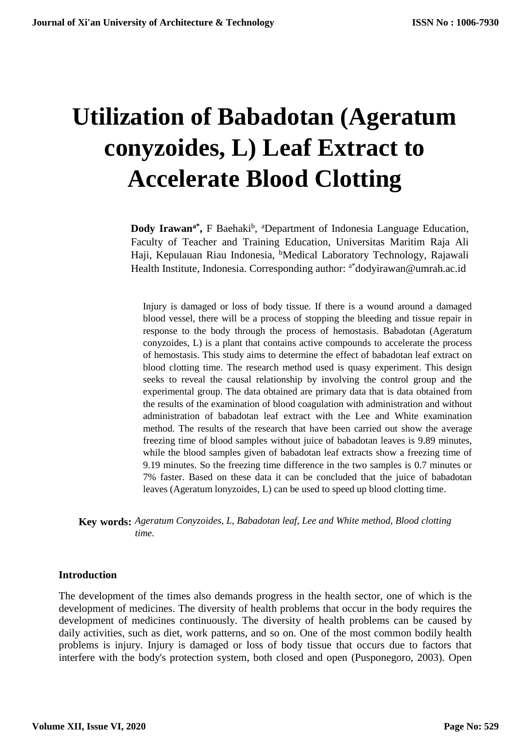# Utilization of Babadotan (Ageratum conyzoides, L) Leaf Extract to Accelerate Blood Clotting

**Dody Irawan[a*]**, F Baehaki[b], [a]Department of Indonesia Language Education, Faculty of Teacher and Training Education, Universitas Maritim Raja Ali Haji, Kepulauan Riau Indonesia, [b]Medical Laboratory Technology, Rajawali Health Institute, Indonesia. Corresponding author: [a*]dodyirawan@umrah.ac.id

Injury is damaged or loss of body tissue. If there is a wound around a damaged blood vessel, there will be a process of stopping the bleeding and tissue repair in response to the body through the process of hemostasis. Babadotan (Ageratum conyzoides, L) is a plant that contains active compounds to accelerate the process of hemostasis. This study aims to determine the effect of babadotan leaf extract on blood clotting time. The research method used is quasy experiment. This design seeks to reveal the causal relationship by involving the control group and the experimental group. The data obtained are primary data that is data obtained from the results of the examination of blood coagulation with administration and without administration of babadotan leaf extract with the Lee and White examination method. The results of the research that have been carried out show the average freezing time of blood samples without juice of babadotan leaves is 9.89 minutes, while the blood samples given of babadotan leaf extracts show a freezing time of 9.19 minutes. So the freezing time difference in the two samples is 0.7 minutes or 7% faster. Based on these data it can be concluded that the juice of babadotan leaves (Ageratum lonyzoides, L) can be used to speed up blood clotting time.

**Key words:** *Ageratum Conyzoides, L, Babadotan leaf, Lee and White method, Blood clotting time.*

## Introduction

The development of the times also demands progress in the health sector, one of which is the development of medicines. The diversity of health problems that occur in the body requires the development of medicines continuously. The diversity of health problems can be caused by daily activities, such as diet, work patterns, and so on. One of the most common bodily health problems is injury. Injury is damaged or loss of body tissue that occurs due to factors that interfere with the body's protection system, both closed and open (Pusponegoro, 2003). Open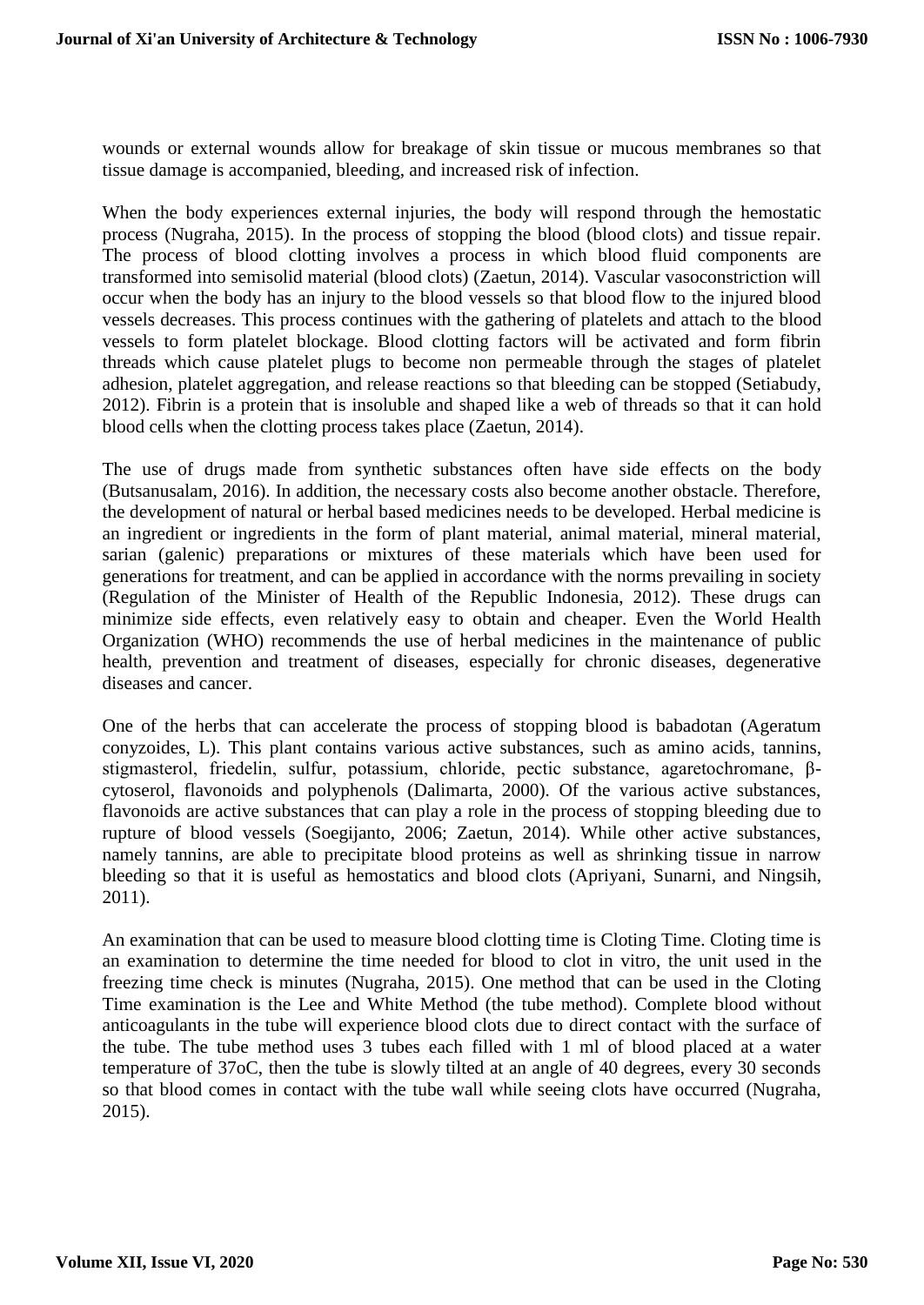wounds or external wounds allow for breakage of skin tissue or mucous membranes so that tissue damage is accompanied, bleeding, and increased risk of infection.

When the body experiences external injuries, the body will respond through the hemostatic process (Nugraha, 2015). In the process of stopping the blood (blood clots) and tissue repair. The process of blood clotting involves a process in which blood fluid components are transformed into semisolid material (blood clots) (Zaetun, 2014). Vascular vasoconstriction will occur when the body has an injury to the blood vessels so that blood flow to the injured blood vessels decreases. This process continues with the gathering of platelets and attach to the blood vessels to form platelet blockage. Blood clotting factors will be activated and form fibrin threads which cause platelet plugs to become non permeable through the stages of platelet adhesion, platelet aggregation, and release reactions so that bleeding can be stopped (Setiabudy, 2012). Fibrin is a protein that is insoluble and shaped like a web of threads so that it can hold blood cells when the clotting process takes place (Zaetun, 2014).

The use of drugs made from synthetic substances often have side effects on the body (Butsanusalam, 2016). In addition, the necessary costs also become another obstacle. Therefore, the development of natural or herbal based medicines needs to be developed. Herbal medicine is an ingredient or ingredients in the form of plant material, animal material, mineral material, sarian (galenic) preparations or mixtures of these materials which have been used for generations for treatment, and can be applied in accordance with the norms prevailing in society (Regulation of the Minister of Health of the Republic Indonesia, 2012). These drugs can minimize side effects, even relatively easy to obtain and cheaper. Even the World Health Organization (WHO) recommends the use of herbal medicines in the maintenance of public health, prevention and treatment of diseases, especially for chronic diseases, degenerative diseases and cancer.

One of the herbs that can accelerate the process of stopping blood is babadotan (Ageratum conyzoides, L). This plant contains various active substances, such as amino acids, tannins, stigmasterol, friedelin, sulfur, potassium, chloride, pectic substance, agaretochromane, β-cytoserol, flavonoids and polyphenols (Dalimarta, 2000). Of the various active substances, flavonoids are active substances that can play a role in the process of stopping bleeding due to rupture of blood vessels (Soegijanto, 2006; Zaetun, 2014). While other active substances, namely tannins, are able to precipitate blood proteins as well as shrinking tissue in narrow bleeding so that it is useful as hemostatics and blood clots (Apriyani, Sunarni, and Ningsih, 2011).

An examination that can be used to measure blood clotting time is Cloting Time. Cloting time is an examination to determine the time needed for blood to clot in vitro, the unit used in the freezing time check is minutes (Nugraha, 2015). One method that can be used in the Cloting Time examination is the Lee and White Method (the tube method). Complete blood without anticoagulants in the tube will experience blood clots due to direct contact with the surface of the tube. The tube method uses 3 tubes each filled with 1 ml of blood placed at a water temperature of 37oC, then the tube is slowly tilted at an angle of 40 degrees, every 30 seconds so that blood comes in contact with the tube wall while seeing clots have occurred (Nugraha, 2015).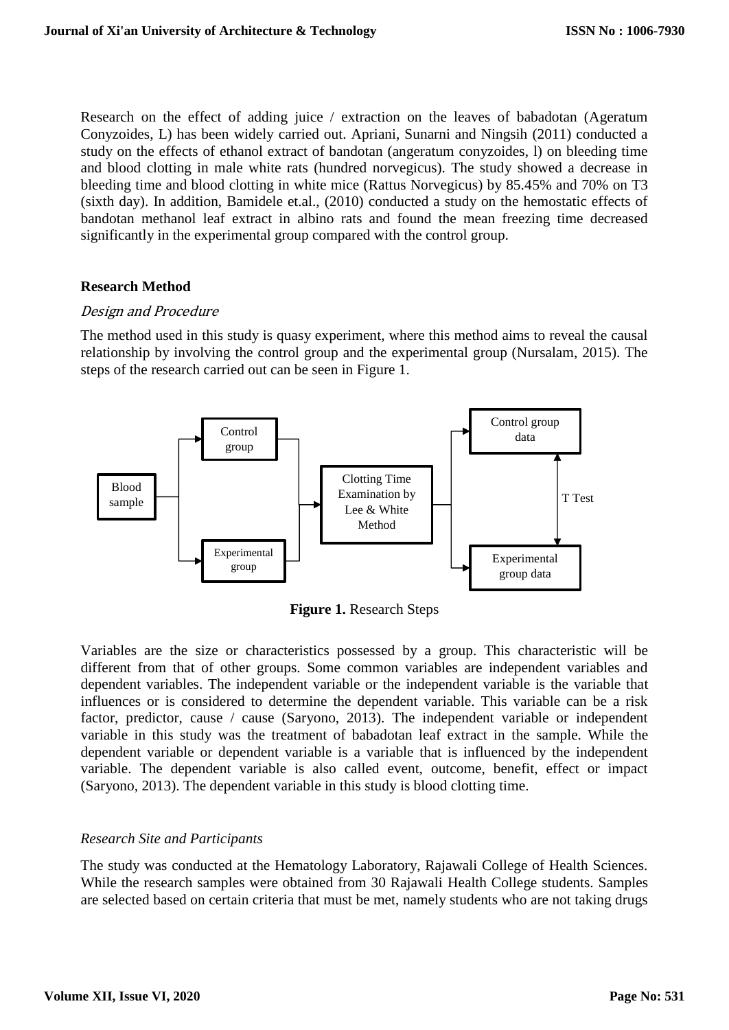Research on the effect of adding juice / extraction on the leaves of babadotan (Ageratum Conyzoides, L) has been widely carried out. Apriani, Sunarni and Ningsih (2011) conducted a study on the effects of ethanol extract of bandotan (angeratum conyzoides, l) on bleeding time and blood clotting in male white rats (hundred norvegicus). The study showed a decrease in bleeding time and blood clotting in white mice (Rattus Norvegicus) by 85.45% and 70% on T3 (sixth day). In addition, Bamidele et.al., (2010) conducted a study on the hemostatic effects of bandotan methanol leaf extract in albino rats and found the mean freezing time decreased significantly in the experimental group compared with the control group.

## Research Method

### *Design and Procedure*

The method used in this study is quasy experiment, where this method aims to reveal the causal relationship by involving the control group and the experimental group (Nursalam, 2015). The steps of the research carried out can be seen in Figure 1.

Blood sample → Control group / Experimental group → Clotting Time Examination by Lee & White Method → Control group data / Experimental group data (T Test)

**Figure 1.** Research Steps

Variables are the size or characteristics possessed by a group. This characteristic will be different from that of other groups. Some common variables are independent variables and dependent variables. The independent variable or the independent variable is the variable that influences or is considered to determine the dependent variable. This variable can be a risk factor, predictor, cause / cause (Saryono, 2013). The independent variable or independent variable in this study was the treatment of babadotan leaf extract in the sample. While the dependent variable or dependent variable is a variable that is influenced by the independent variable. The dependent variable is also called event, outcome, benefit, effect or impact (Saryono, 2013). The dependent variable in this study is blood clotting time.

### *Research Site and Participants*

The study was conducted at the Hematology Laboratory, Rajawali College of Health Sciences. While the research samples were obtained from 30 Rajawali Health College students. Samples are selected based on certain criteria that must be met, namely students who are not taking drugs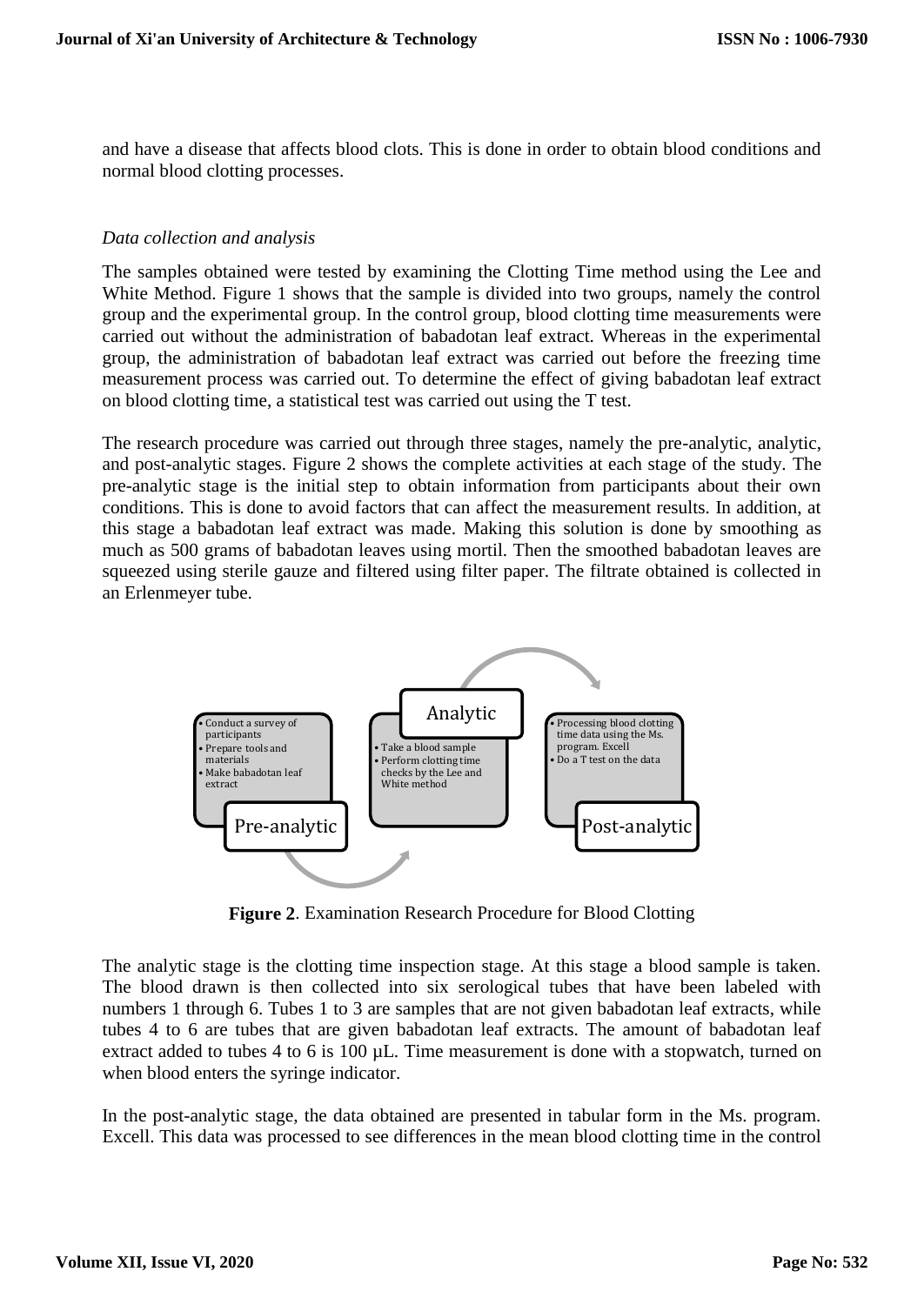and have a disease that affects blood clots. This is done in order to obtain blood conditions and normal blood clotting processes.

*Data collection and analysis*

The samples obtained were tested by examining the Clotting Time method using the Lee and White Method. Figure 1 shows that the sample is divided into two groups, namely the control group and the experimental group. In the control group, blood clotting time measurements were carried out without the administration of babadotan leaf extract. Whereas in the experimental group, the administration of babadotan leaf extract was carried out before the freezing time measurement process was carried out. To determine the effect of giving babadotan leaf extract on blood clotting time, a statistical test was carried out using the T test.

The research procedure was carried out through three stages, namely the pre-analytic, analytic, and post-analytic stages. Figure 2 shows the complete activities at each stage of the study. The pre-analytic stage is the initial step to obtain information from participants about their own conditions. This is done to avoid factors that can affect the measurement results. In addition, at this stage a babadotan leaf extract was made. Making this solution is done by smoothing as much as 500 grams of babadotan leaves using mortil. Then the smoothed babadotan leaves are squeezed using sterile gauze and filtered using filter paper. The filtrate obtained is collected in an Erlenmeyer tube.

**Pre-analytic**
- Conduct a survey of participants
- Prepare tools and materials
- Make babadotan leaf extract

**Analytic**
- Take a blood sample
- Perform clotting time checks by the Lee and White method

**Post-analytic**
- Processing blood clotting time data using the Ms. program. Excell
- Do a T test on the data

**Figure 2**. Examination Research Procedure for Blood Clotting

The analytic stage is the clotting time inspection stage. At this stage a blood sample is taken. The blood drawn is then collected into six serological tubes that have been labeled with numbers 1 through 6. Tubes 1 to 3 are samples that are not given babadotan leaf extracts, while tubes 4 to 6 are tubes that are given babadotan leaf extracts. The amount of babadotan leaf extract added to tubes 4 to 6 is 100 µL. Time measurement is done with a stopwatch, turned on when blood enters the syringe indicator.

In the post-analytic stage, the data obtained are presented in tabular form in the Ms. program. Excell. This data was processed to see differences in the mean blood clotting time in the control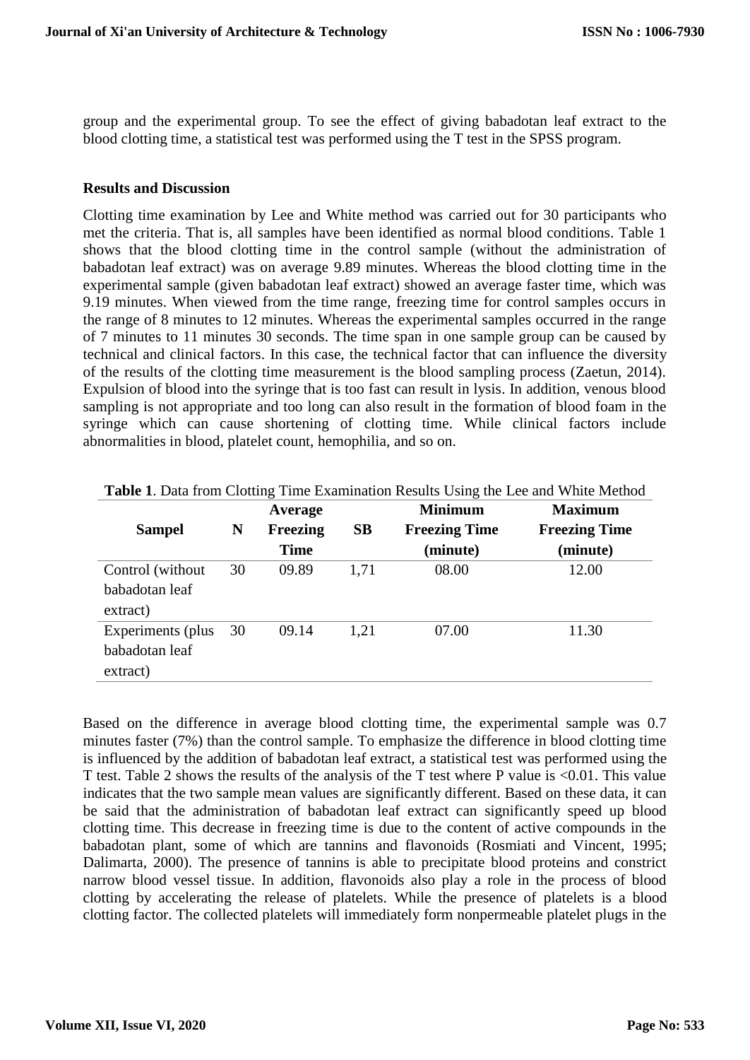group and the experimental group. To see the effect of giving babadotan leaf extract to the blood clotting time, a statistical test was performed using the T test in the SPSS program.

### Results and Discussion

Clotting time examination by Lee and White method was carried out for 30 participants who met the criteria. That is, all samples have been identified as normal blood conditions. Table 1 shows that the blood clotting time in the control sample (without the administration of babadotan leaf extract) was on average 9.89 minutes. Whereas the blood clotting time in the experimental sample (given babadotan leaf extract) showed an average faster time, which was 9.19 minutes. When viewed from the time range, freezing time for control samples occurs in the range of 8 minutes to 12 minutes. Whereas the experimental samples occurred in the range of 7 minutes to 11 minutes 30 seconds. The time span in one sample group can be caused by technical and clinical factors. In this case, the technical factor that can influence the diversity of the results of the clotting time measurement is the blood sampling process (Zaetun, 2014). Expulsion of blood into the syringe that is too fast can result in lysis. In addition, venous blood sampling is not appropriate and too long can also result in the formation of blood foam in the syringe which can cause shortening of clotting time. While clinical factors include abnormalities in blood, platelet count, hemophilia, and so on.

**Table 1**. Data from Clotting Time Examination Results Using the Lee and White Method

| Sampel | N | Average Freezing Time | SB | Minimum Freezing Time (minute) | Maximum Freezing Time (minute) |
|---|---|---|---|---|---|
| Control (without babadotan leaf extract) | 30 | 09.89 | 1,71 | 08.00 | 12.00 |
| Experiments (plus babadotan leaf extract) | 30 | 09.14 | 1,21 | 07.00 | 11.30 |

Based on the difference in average blood clotting time, the experimental sample was 0.7 minutes faster (7%) than the control sample. To emphasize the difference in blood clotting time is influenced by the addition of babadotan leaf extract, a statistical test was performed using the T test. Table 2 shows the results of the analysis of the T test where P value is $<0.01$. This value indicates that the two sample mean values are significantly different. Based on these data, it can be said that the administration of babadotan leaf extract can significantly speed up blood clotting time. This decrease in freezing time is due to the content of active compounds in the babadotan plant, some of which are tannins and flavonoids (Rosmiati and Vincent, 1995; Dalimarta, 2000). The presence of tannins is able to precipitate blood proteins and constrict narrow blood vessel tissue. In addition, flavonoids also play a role in the process of blood clotting by accelerating the release of platelets. While the presence of platelets is a blood clotting factor. The collected platelets will immediately form nonpermeable platelet plugs in the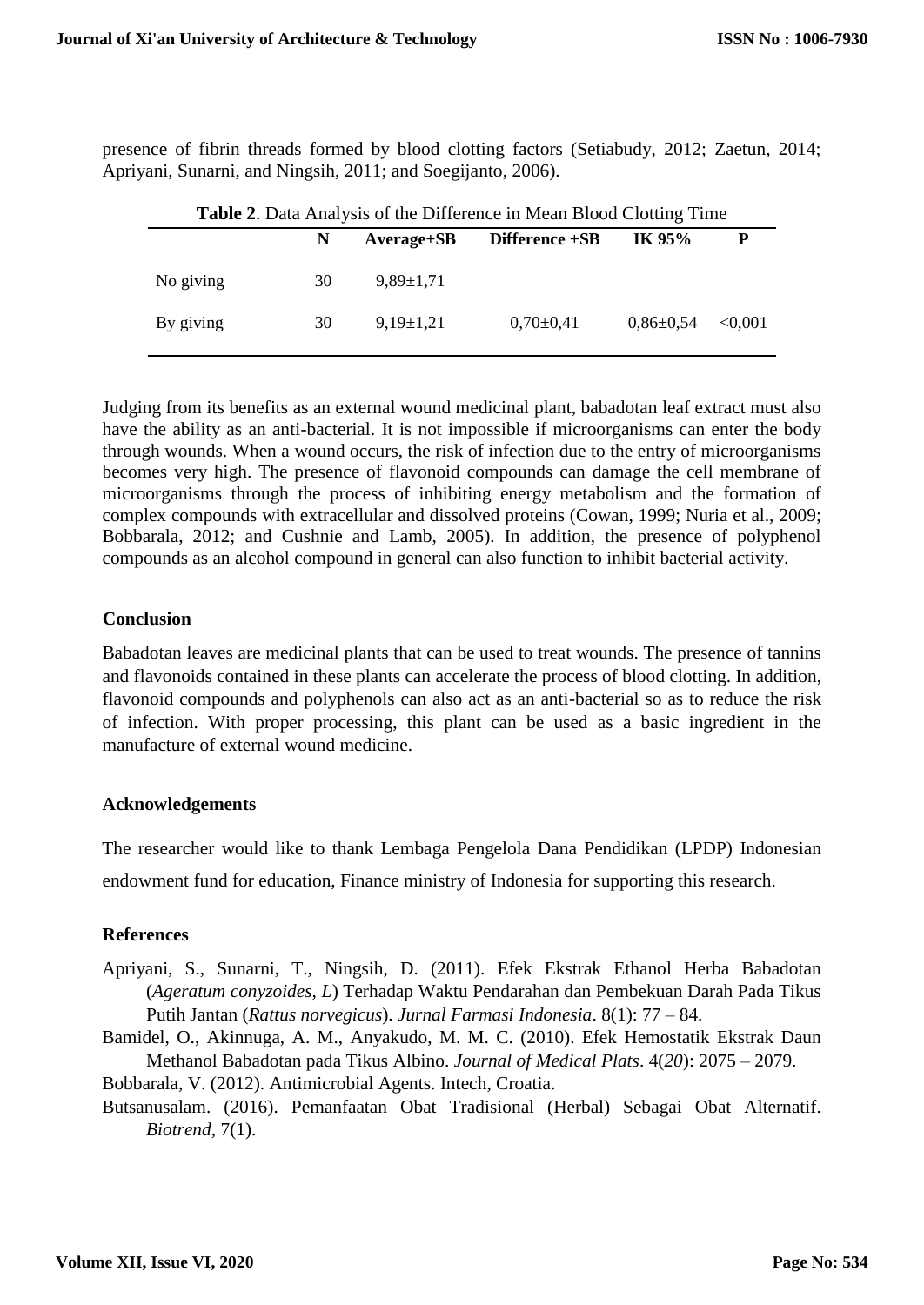presence of fibrin threads formed by blood clotting factors (Setiabudy, 2012; Zaetun, 2014; Apriyani, Sunarni, and Ningsih, 2011; and Soegijanto, 2006).

**Table 2**. Data Analysis of the Difference in Mean Blood Clotting Time

| | N | Average+SB | Difference +SB | IK 95% | P |
|---|---|---|---|---|---|
| No giving | 30 | 9,89±1,71 | | | |
| By giving | 30 | 9,19±1,21 | 0,70±0,41 | 0,86±0,54 | <0,001 |

Judging from its benefits as an external wound medicinal plant, babadotan leaf extract must also have the ability as an anti-bacterial. It is not impossible if microorganisms can enter the body through wounds. When a wound occurs, the risk of infection due to the entry of microorganisms becomes very high. The presence of flavonoid compounds can damage the cell membrane of microorganisms through the process of inhibiting energy metabolism and the formation of complex compounds with extracellular and dissolved proteins (Cowan, 1999; Nuria et al., 2009; Bobbarala, 2012; and Cushnie and Lamb, 2005). In addition, the presence of polyphenol compounds as an alcohol compound in general can also function to inhibit bacterial activity.

## Conclusion

Babadotan leaves are medicinal plants that can be used to treat wounds. The presence of tannins and flavonoids contained in these plants can accelerate the process of blood clotting. In addition, flavonoid compounds and polyphenols can also act as an anti-bacterial so as to reduce the risk of infection. With proper processing, this plant can be used as a basic ingredient in the manufacture of external wound medicine.

## Acknowledgements

The researcher would like to thank Lembaga Pengelola Dana Pendidikan (LPDP) Indonesian endowment fund for education, Finance ministry of Indonesia for supporting this research.

## References

Apriyani, S., Sunarni, T., Ningsih, D. (2011). Efek Ekstrak Ethanol Herba Babadotan (*Ageratum conyzoides, L*) Terhadap Waktu Pendarahan dan Pembekuan Darah Pada Tikus Putih Jantan (*Rattus norvegicus*). *Jurnal Farmasi Indonesia*. 8(1): 77 – 84.

Bamidel, O., Akinnuga, A. M., Anyakudo, M. M. C. (2010). Efek Hemostatik Ekstrak Daun Methanol Babadotan pada Tikus Albino. *Journal of Medical Plats*. 4(*20*): 2075 – 2079.

Bobbarala, V. (2012). Antimicrobial Agents. Intech, Croatia.

Butsanusalam. (2016). Pemanfaatan Obat Tradisional (Herbal) Sebagai Obat Alternatif. *Biotrend*, 7(1).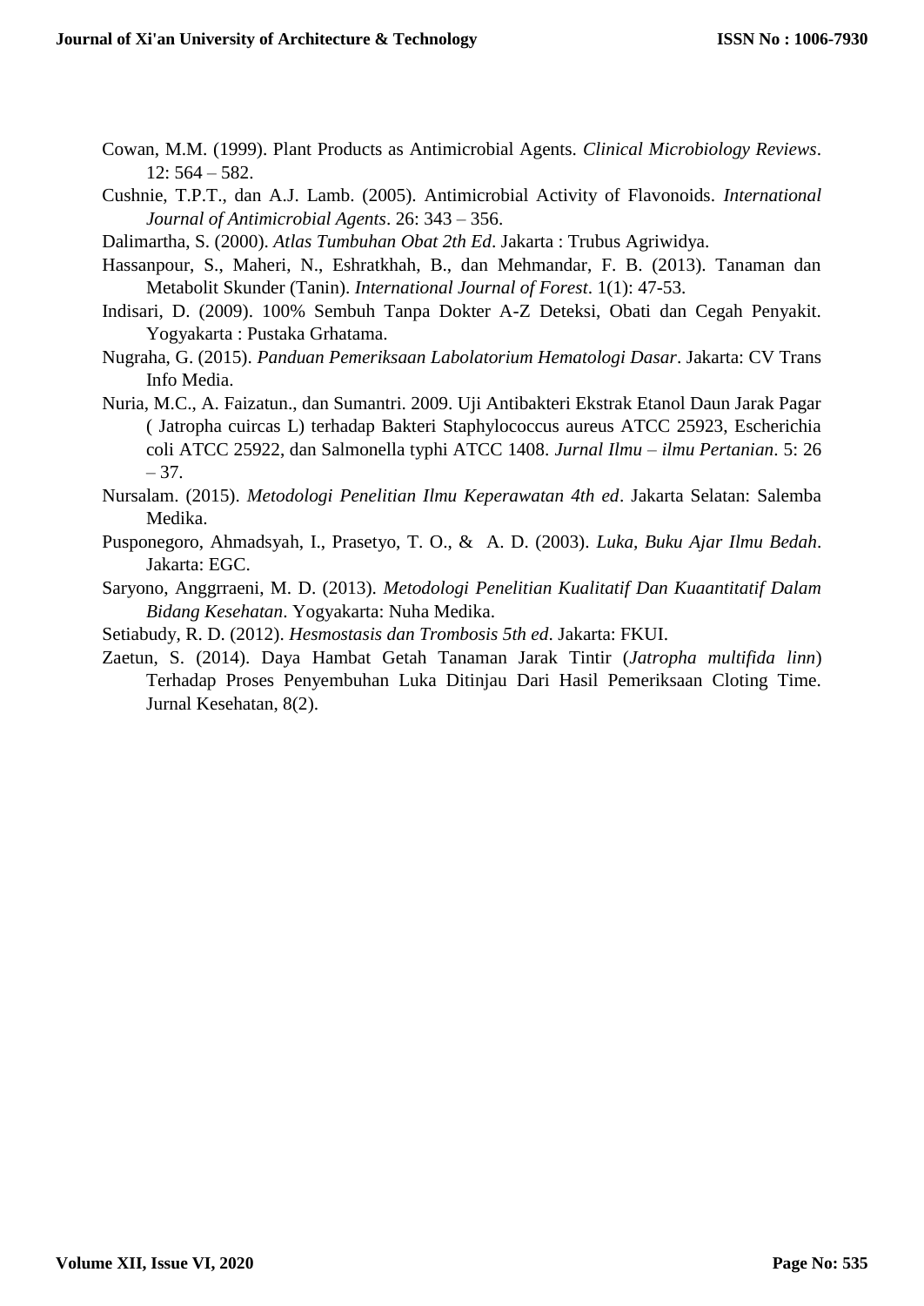Cowan, M.M. (1999). Plant Products as Antimicrobial Agents. *Clinical Microbiology Reviews*. 12: 564 – 582.

Cushnie, T.P.T., dan A.J. Lamb. (2005). Antimicrobial Activity of Flavonoids. *International Journal of Antimicrobial Agents*. 26: 343 – 356.

Dalimartha, S. (2000). *Atlas Tumbuhan Obat 2th Ed*. Jakarta : Trubus Agriwidya.

Hassanpour, S., Maheri, N., Eshratkhah, B., dan Mehmandar, F. B. (2013). Tanaman dan Metabolit Skunder (Tanin). *International Journal of Forest*. 1(1): 47-53.

Indisari, D. (2009). 100% Sembuh Tanpa Dokter A-Z Deteksi, Obati dan Cegah Penyakit. Yogyakarta : Pustaka Grhatama.

Nugraha, G. (2015). *Panduan Pemeriksaan Labolatorium Hematologi Dasar*. Jakarta: CV Trans Info Media.

Nuria, M.C., A. Faizatun., dan Sumantri. 2009. Uji Antibakteri Ekstrak Etanol Daun Jarak Pagar ( Jatropha cuircas L) terhadap Bakteri Staphylococcus aureus ATCC 25923, Escherichia coli ATCC 25922, dan Salmonella typhi ATCC 1408. *Jurnal Ilmu – ilmu Pertanian*. 5: 26 – 37.

Nursalam. (2015). *Metodologi Penelitian Ilmu Keperawatan 4th ed*. Jakarta Selatan: Salemba Medika.

Pusponegoro, Ahmadsyah, I., Prasetyo, T. O., & A. D. (2003). *Luka, Buku Ajar Ilmu Bedah*. Jakarta: EGC.

Saryono, Anggrraeni, M. D. (2013). *Metodologi Penelitian Kualitatif Dan Kuaantitatif Dalam Bidang Kesehatan*. Yogyakarta: Nuha Medika.

Setiabudy, R. D. (2012). *Hesmostasis dan Trombosis 5th ed*. Jakarta: FKUI.

Zaetun, S. (2014). Daya Hambat Getah Tanaman Jarak Tintir (*Jatropha multifida linn*) Terhadap Proses Penyembuhan Luka Ditinjau Dari Hasil Pemeriksaan Cloting Time. Jurnal Kesehatan, 8(2).